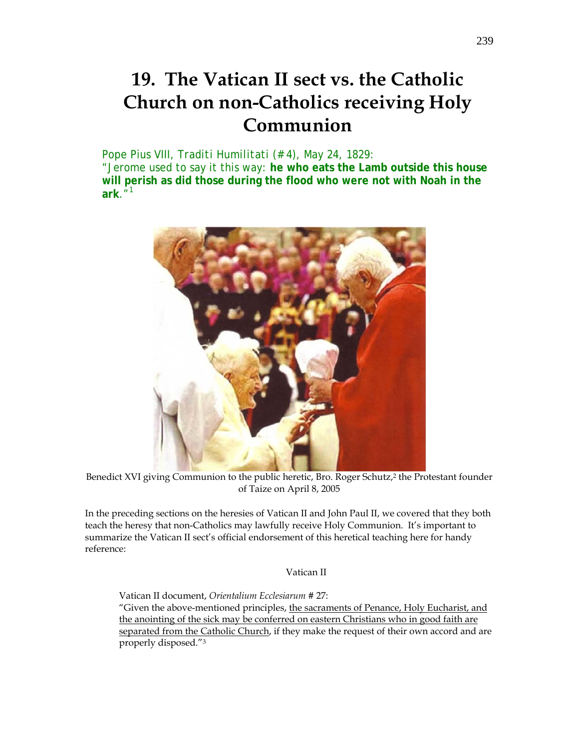# 19. The Vatican II sect vs. the Catholic Church on non-Catholics receiving Holy Communion

Pope Pius VIII, *Traditi Humilitati* (#4), May 24, 1829:
"Jerome used to say it this way: **he who eats the Lamb outside this house will perish as did those during the flood who were not with Noah in the ark**."[1]

Benedict XVI giving Communion to the public heretic, Bro. Roger Schutz,[2] the Protestant founder of Taize on April 8, 2005

In the preceding sections on the heresies of Vatican II and John Paul II, we covered that they both teach the heresy that non-Catholics may lawfully receive Holy Communion. It's important to summarize the Vatican II sect's official endorsement of this heretical teaching here for handy reference:

Vatican II

Vatican II document, *Orientalium Ecclesiarum* # 27:
"Given the above-mentioned principles, <u>the sacraments of Penance, Holy Eucharist, and the anointing of the sick may be conferred on eastern Christians who in good faith are separated from the Catholic Church</u>, if they make the request of their own accord and are properly disposed."[3]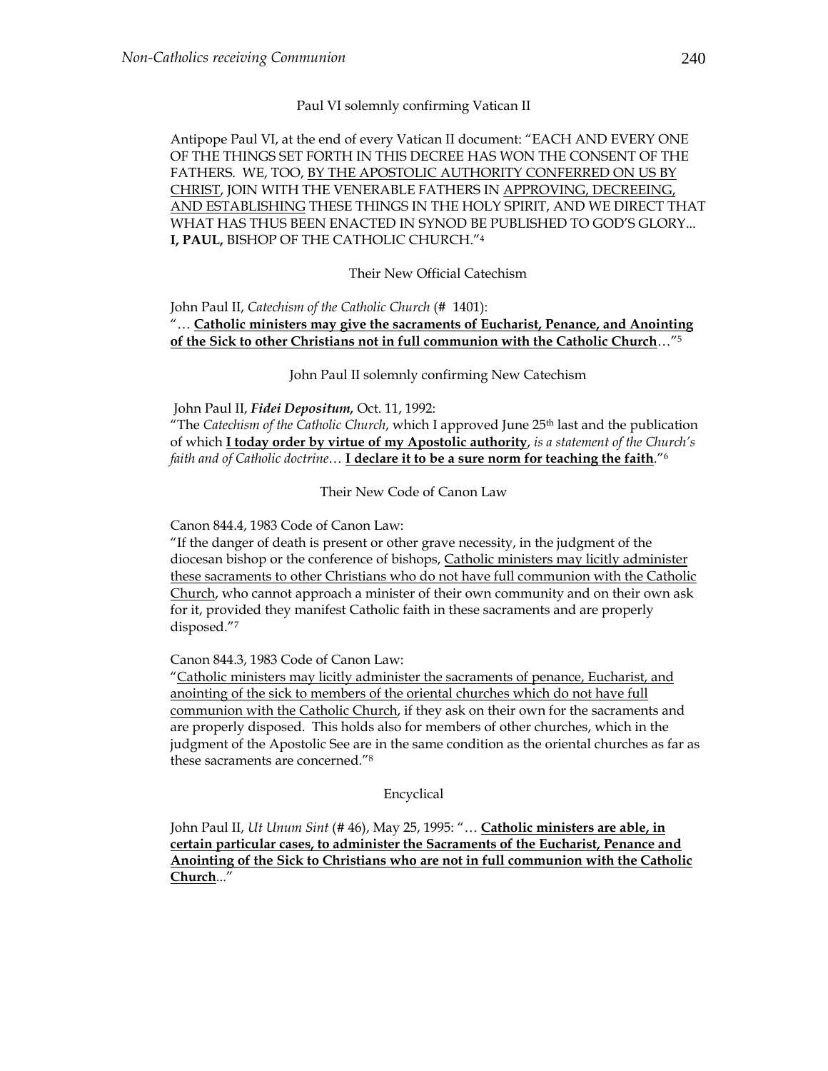Paul VI solemnly confirming Vatican II

Antipope Paul VI, at the end of every Vatican II document: "EACH AND EVERY ONE OF THE THINGS SET FORTH IN THIS DECREE HAS WON THE CONSENT OF THE FATHERS. WE, TOO, BY THE APOSTOLIC AUTHORITY CONFERRED ON US BY CHRIST, JOIN WITH THE VENERABLE FATHERS IN APPROVING, DECREEING, AND ESTABLISHING THESE THINGS IN THE HOLY SPIRIT, AND WE DIRECT THAT WHAT HAS THUS BEEN ENACTED IN SYNOD BE PUBLISHED TO GOD'S GLORY... **I, PAUL,** BISHOP OF THE CATHOLIC CHURCH."[4]

Their New Official Catechism

John Paul II, *Catechism of the Catholic Church* (# 1401):
"… **Catholic ministers may give the sacraments of Eucharist, Penance, and Anointing of the Sick to other Christians not in full communion with the Catholic Church**…"[5]

John Paul II solemnly confirming New Catechism

John Paul II, ***Fidei Depositum,*** Oct. 11, 1992:
"The *Catechism of the Catholic Church*, which I approved June 25th last and the publication of which **I today order by virtue of my Apostolic authority**, *is a statement of the Church's faith and of Catholic doctrine*… **I declare it to be a sure norm for teaching the faith**."[6]

Their New Code of Canon Law

Canon 844.4, 1983 Code of Canon Law:
"If the danger of death is present or other grave necessity, in the judgment of the diocesan bishop or the conference of bishops, Catholic ministers may licitly administer these sacraments to other Christians who do not have full communion with the Catholic Church, who cannot approach a minister of their own community and on their own ask for it, provided they manifest Catholic faith in these sacraments and are properly disposed."[7]

Canon 844.3, 1983 Code of Canon Law:
"Catholic ministers may licitly administer the sacraments of penance, Eucharist, and anointing of the sick to members of the oriental churches which do not have full communion with the Catholic Church, if they ask on their own for the sacraments and are properly disposed. This holds also for members of other churches, which in the judgment of the Apostolic See are in the same condition as the oriental churches as far as these sacraments are concerned."[8]

Encyclical

John Paul II, *Ut Unum Sint* (# 46), May 25, 1995: "… **Catholic ministers are able, in certain particular cases, to administer the Sacraments of the Eucharist, Penance and Anointing of the Sick to Christians who are not in full communion with the Catholic Church**..."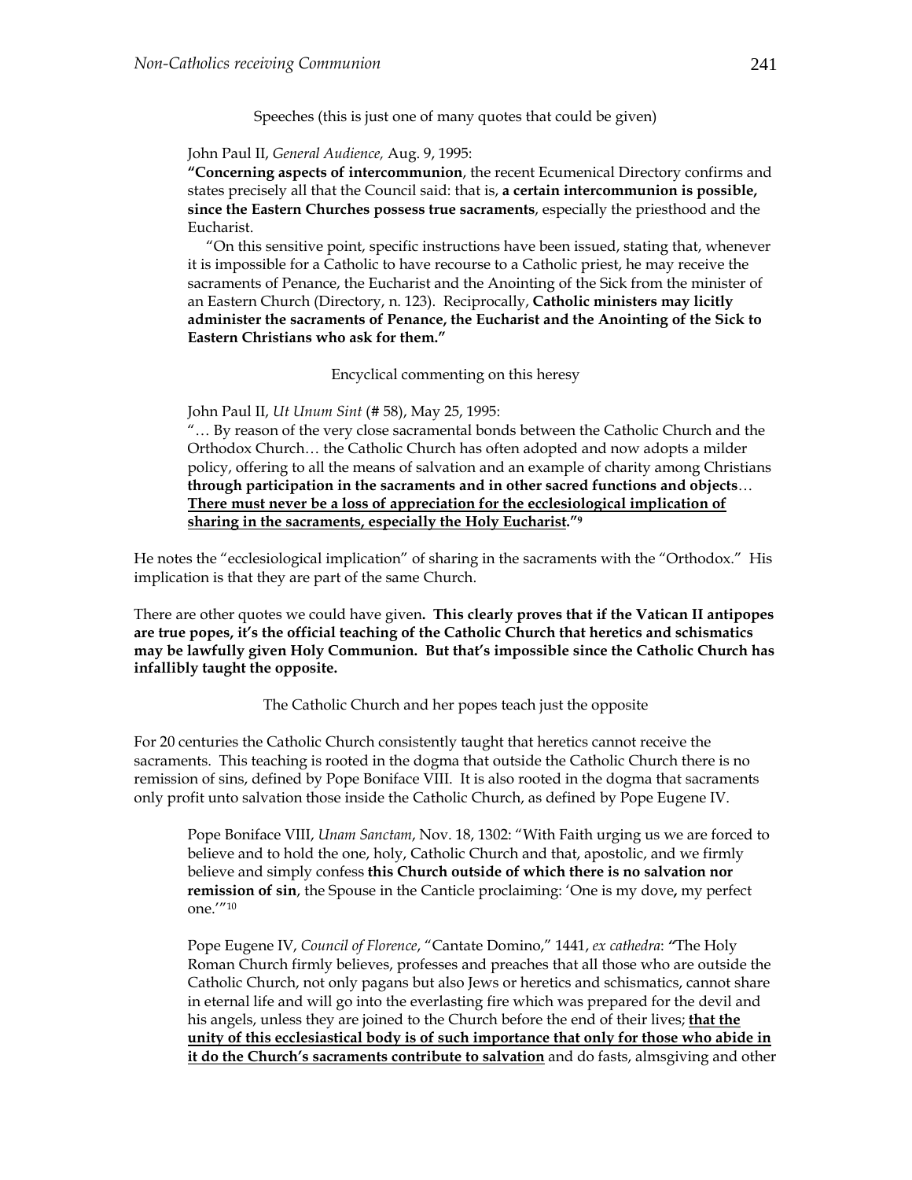Speeches (this is just one of many quotes that could be given)

> John Paul II, *General Audience,* Aug. 9, 1995:
> **"Concerning aspects of intercommunion**, the recent Ecumenical Directory confirms and states precisely all that the Council said: that is, **a certain intercommunion is possible, since the Eastern Churches possess true sacraments**, especially the priesthood and the Eucharist.
>
> "On this sensitive point, specific instructions have been issued, stating that, whenever it is impossible for a Catholic to have recourse to a Catholic priest, he may receive the sacraments of Penance, the Eucharist and the Anointing of the Sick from the minister of an Eastern Church (Directory, n. 123). Reciprocally, **Catholic ministers may licitly administer the sacraments of Penance, the Eucharist and the Anointing of the Sick to Eastern Christians who ask for them."**

Encyclical commenting on this heresy

> John Paul II, *Ut Unum Sint* (# 58), May 25, 1995:
> "… By reason of the very close sacramental bonds between the Catholic Church and the Orthodox Church… the Catholic Church has often adopted and now adopts a milder policy, offering to all the means of salvation and an example of charity among Christians **through participation in the sacraments and in other sacred functions and objects**… **<u>There must never be a loss of appreciation for the ecclesiological implication of sharing in the sacraments, especially the Holy Eucharist</u>."**[9]

He notes the "ecclesiological implication" of sharing in the sacraments with the "Orthodox." His implication is that they are part of the same Church.

There are other quotes we could have given**. This clearly proves that if the Vatican II antipopes are true popes, it's the official teaching of the Catholic Church that heretics and schismatics may be lawfully given Holy Communion. But that's impossible since the Catholic Church has infallibly taught the opposite.**

The Catholic Church and her popes teach just the opposite

For 20 centuries the Catholic Church consistently taught that heretics cannot receive the sacraments. This teaching is rooted in the dogma that outside the Catholic Church there is no remission of sins, defined by Pope Boniface VIII. It is also rooted in the dogma that sacraments only profit unto salvation those inside the Catholic Church, as defined by Pope Eugene IV.

> Pope Boniface VIII, *Unam Sanctam*, Nov. 18, 1302: "With Faith urging us we are forced to believe and to hold the one, holy, Catholic Church and that, apostolic, and we firmly believe and simply confess **this Church outside of which there is no salvation nor remission of sin**, the Spouse in the Canticle proclaiming: 'One is my dove**,** my perfect one.'"[10]

> Pope Eugene IV, *Council of Florence*, "Cantate Domino," 1441, *ex cathedra*: "The Holy Roman Church firmly believes, professes and preaches that all those who are outside the Catholic Church, not only pagans but also Jews or heretics and schismatics, cannot share in eternal life and will go into the everlasting fire which was prepared for the devil and his angels, unless they are joined to the Church before the end of their lives; **<u>that the unity of this ecclesiastical body is of such importance that only for those who abide in it do the Church's sacraments contribute to salvation</u>** and do fasts, almsgiving and other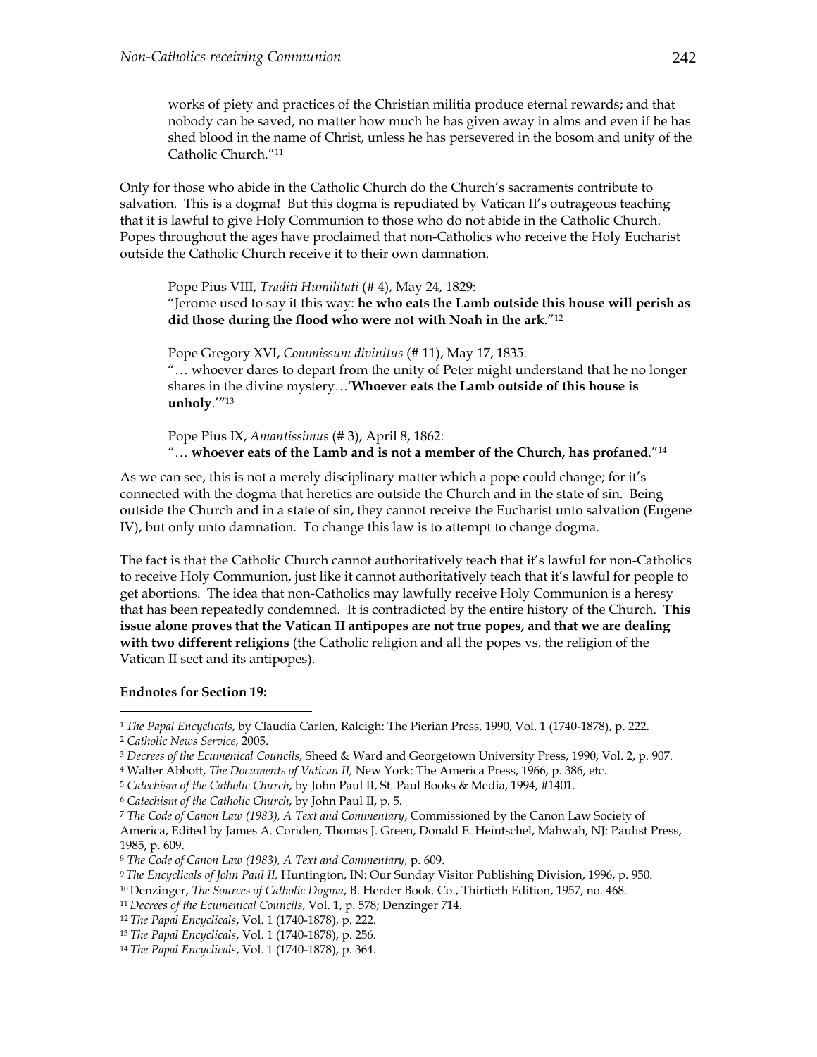> works of piety and practices of the Christian militia produce eternal rewards; and that nobody can be saved, no matter how much he has given away in alms and even if he has shed blood in the name of Christ, unless he has persevered in the bosom and unity of the Catholic Church."[11]

Only for those who abide in the Catholic Church do the Church's sacraments contribute to salvation. This is a dogma! But this dogma is repudiated by Vatican II's outrageous teaching that it is lawful to give Holy Communion to those who do not abide in the Catholic Church. Popes throughout the ages have proclaimed that non-Catholics who receive the Holy Eucharist outside the Catholic Church receive it to their own damnation.

> Pope Pius VIII, *Traditi Humilitati* (# 4), May 24, 1829:
> "Jerome used to say it this way: **he who eats the Lamb outside this house will perish as did those during the flood who were not with Noah in the ark**."[12]

> Pope Gregory XVI, *Commissum divinitus* (# 11), May 17, 1835:
> "… whoever dares to depart from the unity of Peter might understand that he no longer shares in the divine mystery…'**Whoever eats the Lamb outside of this house is unholy**.'"[13]

> Pope Pius IX, *Amantissimus* (# 3), April 8, 1862:
> "… **whoever eats of the Lamb and is not a member of the Church, has profaned**."[14]

As we can see, this is not a merely disciplinary matter which a pope could change; for it's connected with the dogma that heretics are outside the Church and in the state of sin. Being outside the Church and in a state of sin, they cannot receive the Eucharist unto salvation (Eugene IV), but only unto damnation. To change this law is to attempt to change dogma.

The fact is that the Catholic Church cannot authoritatively teach that it's lawful for non-Catholics to receive Holy Communion, just like it cannot authoritatively teach that it's lawful for people to get abortions. The idea that non-Catholics may lawfully receive Holy Communion is a heresy that has been repeatedly condemned. It is contradicted by the entire history of the Church. **This issue alone proves that the Vatican II antipopes are not true popes, and that we are dealing with two different religions** (the Catholic religion and all the popes vs. the religion of the Vatican II sect and its antipopes).

**Endnotes for Section 19:**

---

[1] *The Papal Encyclicals*, by Claudia Carlen, Raleigh: The Pierian Press, 1990, Vol. 1 (1740-1878), p. 222.
[2] *Catholic News Service*, 2005.
[3] *Decrees of the Ecumenical Councils*, Sheed & Ward and Georgetown University Press, 1990, Vol. 2, p. 907.
[4] Walter Abbott, *The Documents of Vatican II,* New York: The America Press, 1966, p. 386, etc.
[5] *Catechism of the Catholic Church*, by John Paul II, St. Paul Books & Media, 1994, #1401.
[6] *Catechism of the Catholic Church*, by John Paul II, p. 5.
[7] *The Code of Canon Law (1983), A Text and Commentary*, Commissioned by the Canon Law Society of America, Edited by James A. Coriden, Thomas J. Green, Donald E. Heintschel, Mahwah, NJ: Paulist Press, 1985, p. 609.
[8] *The Code of Canon Law (1983), A Text and Commentary*, p. 609.
[9] *The Encyclicals of John Paul II,* Huntington, IN: Our Sunday Visitor Publishing Division, 1996, p. 950.
[10] Denzinger, *The Sources of Catholic Dogma*, B. Herder Book. Co., Thirtieth Edition, 1957, no. 468.
[11] *Decrees of the Ecumenical Councils*, Vol. 1, p. 578; Denzinger 714.
[12] *The Papal Encyclicals*, Vol. 1 (1740-1878), p. 222.
[13] *The Papal Encyclicals,* Vol. 1 (1740-1878), p. 256.
[14] *The Papal Encyclicals*, Vol. 1 (1740-1878), p. 364.